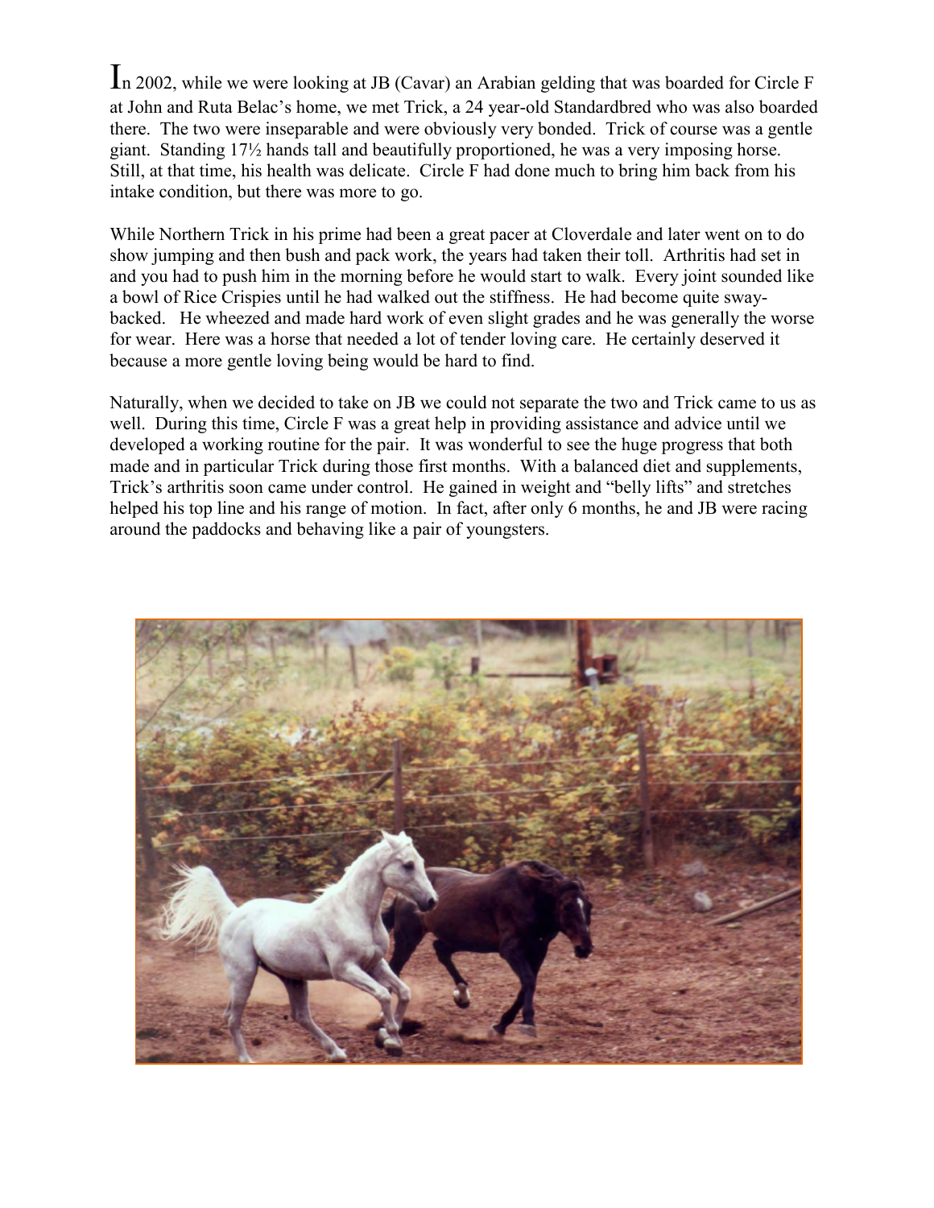In 2002, while we were looking at JB (Cavar) an Arabian gelding that was boarded for Circle F at John and Ruta Belac's home, we met Trick, a 24 year-old Standardbred who was also boarded there. The two were inseparable and were obviously very bonded. Trick of course was a gentle giant. Standing 17½ hands tall and beautifully proportioned, he was a very imposing horse. Still, at that time, his health was delicate. Circle F had done much to bring him back from his intake condition, but there was more to go.

While Northern Trick in his prime had been a great pacer at Cloverdale and later went on to do show jumping and then bush and pack work, the years had taken their toll. Arthritis had set in and you had to push him in the morning before he would start to walk. Every joint sounded like a bowl of Rice Crispies until he had walked out the stiffness. He had become quite sway-backed. He wheezed and made hard work of even slight grades and he was generally the worse for wear. Here was a horse that needed a lot of tender loving care. He certainly deserved it because a more gentle loving being would be hard to find.

Naturally, when we decided to take on JB we could not separate the two and Trick came to us as well. During this time, Circle F was a great help in providing assistance and advice until we developed a working routine for the pair. It was wonderful to see the huge progress that both made and in particular Trick during those first months. With a balanced diet and supplements, Trick's arthritis soon came under control. He gained in weight and "belly lifts" and stretches helped his top line and his range of motion. In fact, after only 6 months, he and JB were racing around the paddocks and behaving like a pair of youngsters.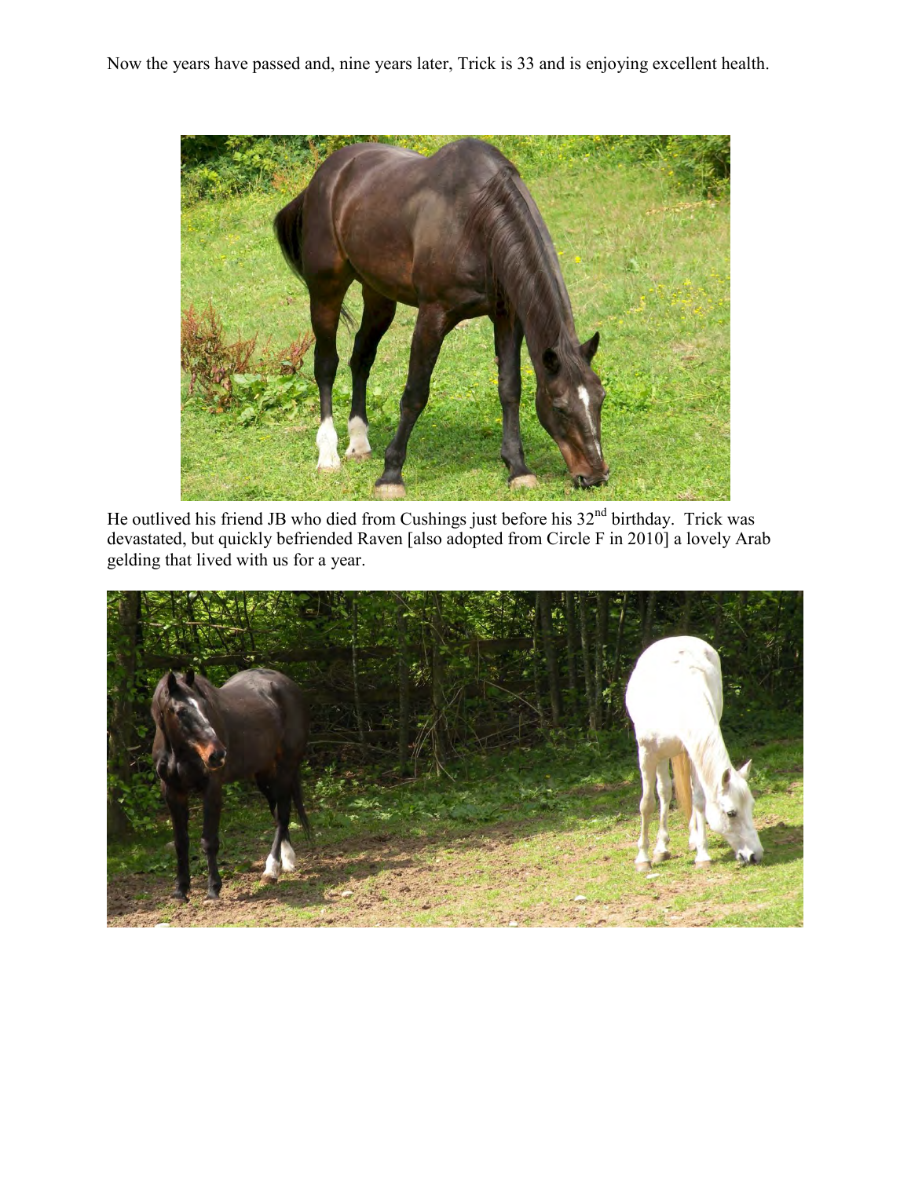Now the years have passed and, nine years later, Trick is 33 and is enjoying excellent health.

He outlived his friend JB who died from Cushings just before his 32nd birthday. Trick was devastated, but quickly befriended Raven [also adopted from Circle F in 2010] a lovely Arab gelding that lived with us for a year.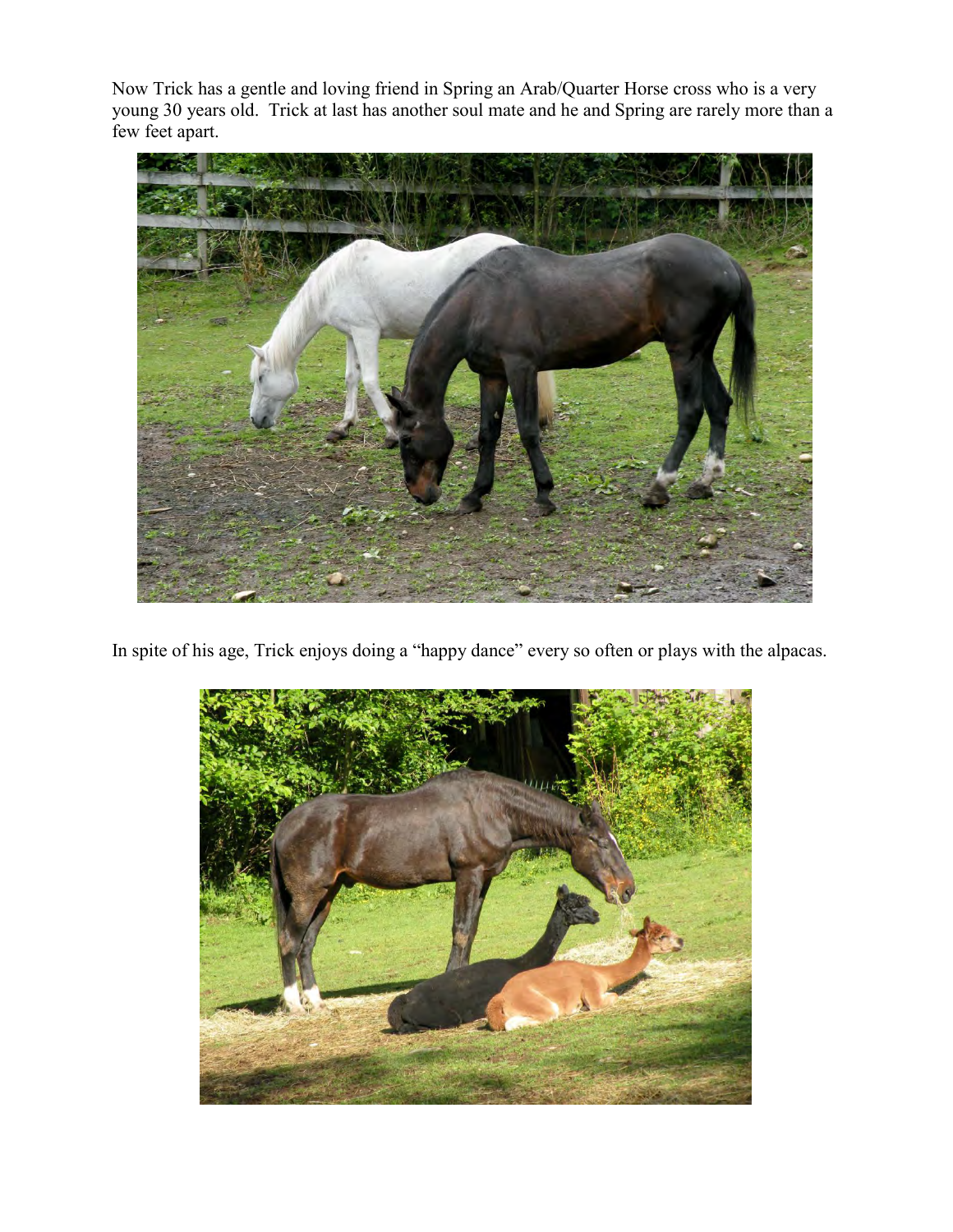Now Trick has a gentle and loving friend in Spring an Arab/Quarter Horse cross who is a very young 30 years old. Trick at last has another soul mate and he and Spring are rarely more than a few feet apart.

In spite of his age, Trick enjoys doing a "happy dance" every so often or plays with the alpacas.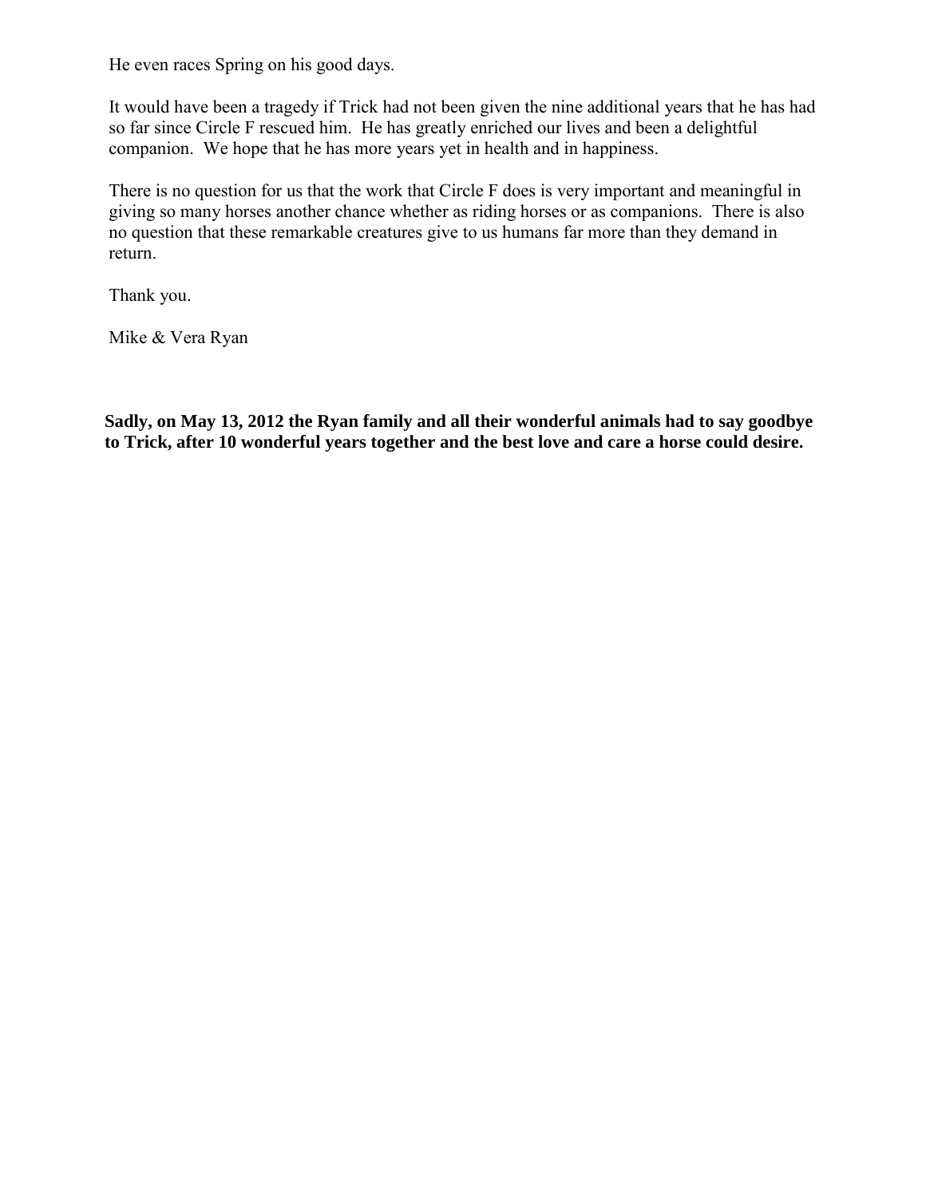He even races Spring on his good days.

It would have been a tragedy if Trick had not been given the nine additional years that he has had so far since Circle F rescued him. He has greatly enriched our lives and been a delightful companion. We hope that he has more years yet in health and in happiness.

There is no question for us that the work that Circle F does is very important and meaningful in giving so many horses another chance whether as riding horses or as companions. There is also no question that these remarkable creatures give to us humans far more than they demand in return.

Thank you.

Mike & Vera Ryan

**Sadly, on May 13, 2012 the Ryan family and all their wonderful animals had to say goodbye to Trick, after 10 wonderful years together and the best love and care a horse could desire.**